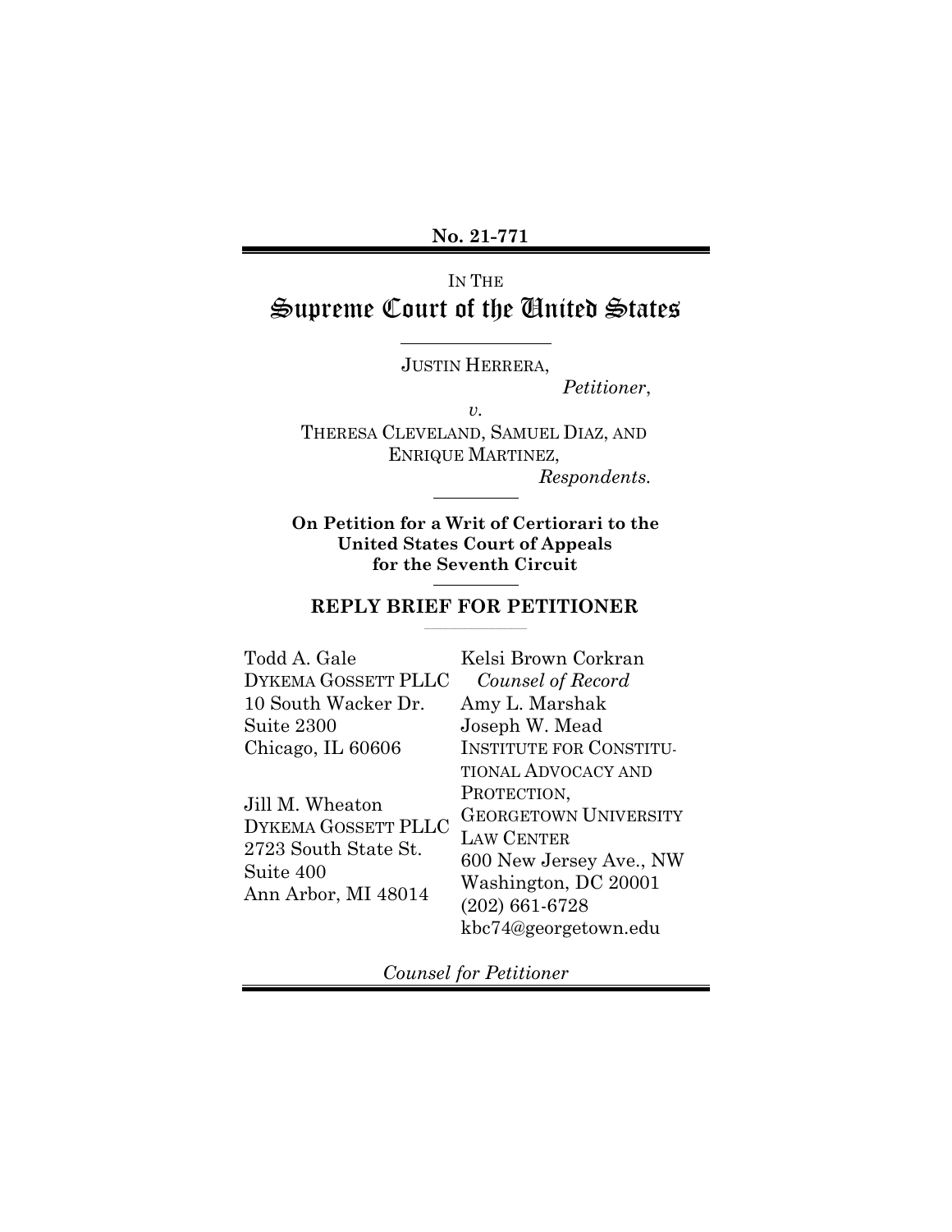**No. 21-771**

IN THE

# Supreme Court of the United States

JUSTIN HERRERA,

*Petitioner*,

*v.*

THERESA CLEVELAND, SAMUEL DIAZ, AND ENRIQUE MARTINEZ,

*Respondents.*

**On Petition for a Writ of Certiorari to the United States Court of Appeals for the Seventh Circuit**

## REPLY BRIEF FOR PETITIONER

Todd A. Gale
DYKEMA GOSSETT PLLC
10 South Wacker Dr.
Suite 2300
Chicago, IL 60606

Jill M. Wheaton
DYKEMA GOSSETT PLLC
2723 South State St.
Suite 400
Ann Arbor, MI 48014

Kelsi Brown Corkran
*Counsel of Record*
Amy L. Marshak
Joseph W. Mead
INSTITUTE FOR CONSTITUTIONAL ADVOCACY AND PROTECTION,
GEORGETOWN UNIVERSITY LAW CENTER
600 New Jersey Ave., NW
Washington, DC 20001
(202) 661-6728
kbc74@georgetown.edu

*Counsel for Petitioner*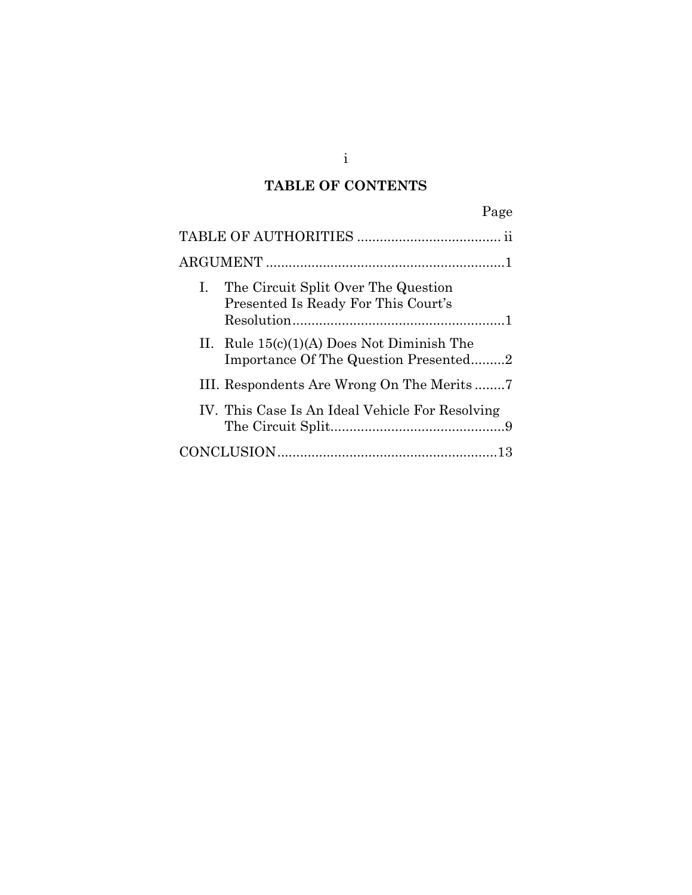## TABLE OF CONTENTS

| | Page |
|---|---|
| TABLE OF AUTHORITIES | ii |
| ARGUMENT | 1 |
| I. The Circuit Split Over The Question Presented Is Ready For This Court's Resolution | 1 |
| II. Rule 15(c)(1)(A) Does Not Diminish The Importance Of The Question Presented | 2 |
| III. Respondents Are Wrong On The Merits | 7 |
| IV. This Case Is An Ideal Vehicle For Resolving The Circuit Split | 9 |
| CONCLUSION | 13 |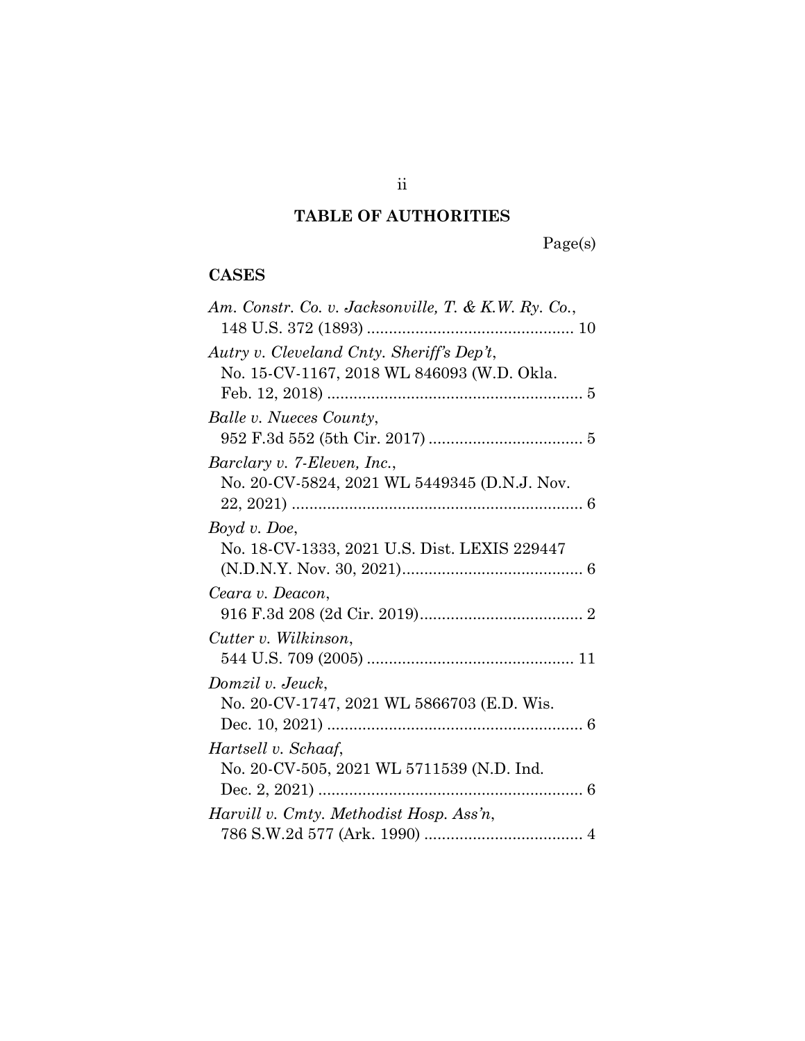## TABLE OF AUTHORITIES

Page(s)

### CASES

*Am. Constr. Co. v. Jacksonville, T. & K.W. Ry. Co.*, 148 U.S. 372 (1893) ............................................. 10

*Autry v. Cleveland Cnty. Sheriff's Dep't*, No. 15-CV-1167, 2018 WL 846093 (W.D. Okla. Feb. 12, 2018) ......................................................... 5

*Balle v. Nueces County*, 952 F.3d 552 (5th Cir. 2017) .................................. 5

*Barclary v. 7-Eleven, Inc.*, No. 20-CV-5824, 2021 WL 5449345 (D.N.J. Nov. 22, 2021) ................................................................. 6

*Boyd v. Doe*, No. 18-CV-1333, 2021 U.S. Dist. LEXIS 229447 (N.D.N.Y. Nov. 30, 2021)......................................... 6

*Ceara v. Deacon*, 916 F.3d 208 (2d Cir. 2019)..................................... 2

*Cutter v. Wilkinson*, 544 U.S. 709 (2005) .............................................. 11

*Domzil v. Jeuck*, No. 20-CV-1747, 2021 WL 5866703 (E.D. Wis. Dec. 10, 2021) ......................................................... 6

*Hartsell v. Schaaf*, No. 20-CV-505, 2021 WL 5711539 (N.D. Ind. Dec. 2, 2021) ........................................................... 6

*Harvill v. Cmty. Methodist Hosp. Ass'n*, 786 S.W.2d 577 (Ark. 1990) ................................... 4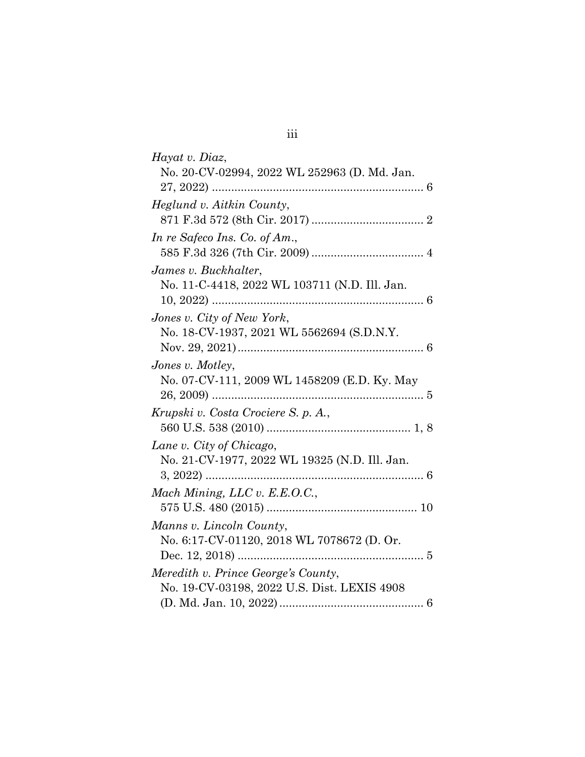*Hayat v. Diaz*,
No. 20-CV-02994, 2022 WL 252963 (D. Md. Jan. 27, 2022) .................................................................. 6

*Heglund v. Aitkin County*,
871 F.3d 572 (8th Cir. 2017) .................................. 2

*In re Safeco Ins. Co. of Am.*,
585 F.3d 326 (7th Cir. 2009) .................................. 4

*James v. Buckhalter*,
No. 11-C-4418, 2022 WL 103711 (N.D. Ill. Jan. 10, 2022) .................................................................. 6

*Jones v. City of New York*,
No. 18-CV-1937, 2021 WL 5562694 (S.D.N.Y. Nov. 29, 2021) .......................................................... 6

*Jones v. Motley*,
No. 07-CV-111, 2009 WL 1458209 (E.D. Ky. May 26, 2009) .................................................................. 5

*Krupski v. Costa Crociere S. p. A.*,
560 U.S. 538 (2010) ............................................. 1, 8

*Lane v. City of Chicago*,
No. 21-CV-1977, 2022 WL 19325 (N.D. Ill. Jan. 3, 2022) .................................................................... 6

*Mach Mining, LLC v. E.E.O.C.*,
575 U.S. 480 (2015) ............................................... 10

*Manns v. Lincoln County*,
No. 6:17-CV-01120, 2018 WL 7078672 (D. Or. Dec. 12, 2018) .......................................................... 5

*Meredith v. Prince George's County*,
No. 19-CV-03198, 2022 U.S. Dist. LEXIS 4908 (D. Md. Jan. 10, 2022) ............................................ 6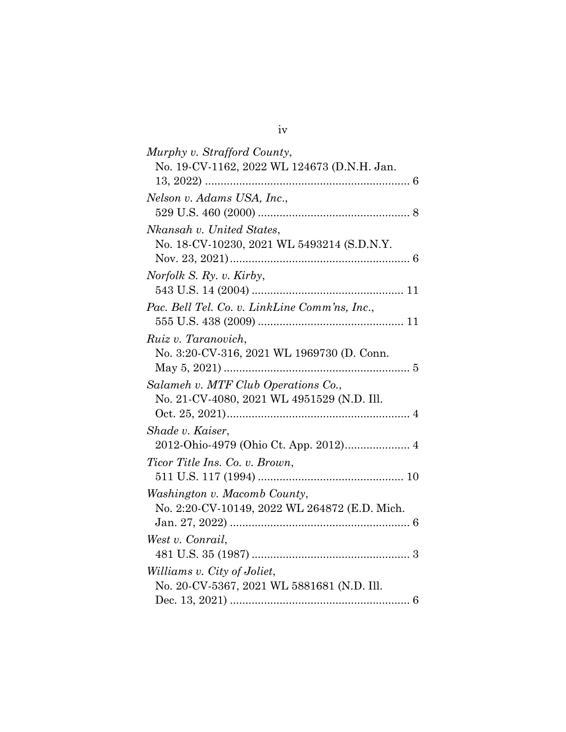*Murphy v. Strafford County*,
No. 19-CV-1162, 2022 WL 124673 (D.N.H. Jan. 13, 2022) .................................................................. 6

*Nelson v. Adams USA, Inc.*,
529 U.S. 460 (2000) ................................................ 8

*Nkansah v. United States*,
No. 18-CV-10230, 2021 WL 5493214 (S.D.N.Y. Nov. 23, 2021) .......................................................... 6

*Norfolk S. Ry. v. Kirby*,
543 U.S. 14 (2004) ................................................ 11

*Pac. Bell Tel. Co. v. LinkLine Comm'ns, Inc.*,
555 U.S. 438 (2009) .............................................. 11

*Ruiz v. Taranovich*,
No. 3:20-CV-316, 2021 WL 1969730 (D. Conn. May 5, 2021) ........................................................... 5

*Salameh v. MTF Club Operations Co.*,
No. 21-CV-4080, 2021 WL 4951529 (N.D. Ill. Oct. 25, 2021) ........................................................... 4

*Shade v. Kaiser*,
2012-Ohio-4979 (Ohio Ct. App. 2012)..................... 4

*Ticor Title Ins. Co. v. Brown*,
511 U.S. 117 (1994) .............................................. 10

*Washington v. Macomb County*,
No. 2:20-CV-10149, 2022 WL 264872 (E.D. Mich. Jan. 27, 2022) .......................................................... 6

*West v. Conrail*,
481 U.S. 35 (1987) .................................................. 3

*Williams v. City of Joliet*,
No. 20-CV-5367, 2021 WL 5881681 (N.D. Ill. Dec. 13, 2021) .......................................................... 6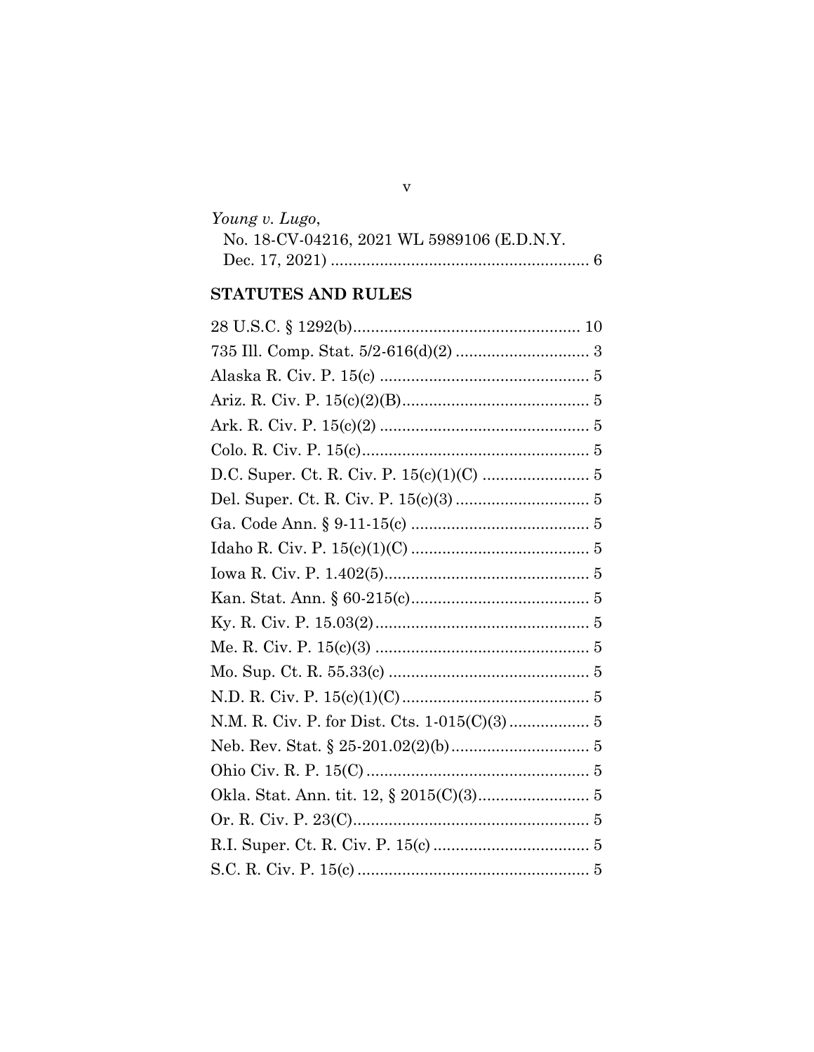*Young v. Lugo*,
No. 18-CV-04216, 2021 WL 5989106 (E.D.N.Y. Dec. 17, 2021) .......................................................... 6

## STATUTES AND RULES

28 U.S.C. § 1292(b).................................................. 10

735 Ill. Comp. Stat. 5/2-616(d)(2) ............................. 3

Alaska R. Civ. P. 15(c) ............................................... 5

Ariz. R. Civ. P. 15(c)(2)(B)......................................... 5

Ark. R. Civ. P. 15(c)(2) .............................................. 5

Colo. R. Civ. P. 15(c)................................................... 5

D.C. Super. Ct. R. Civ. P. 15(c)(1)(C) ....................... 5

Del. Super. Ct. R. Civ. P. 15(c)(3) ............................. 5

Ga. Code Ann. § 9-11-15(c) ....................................... 5

Idaho R. Civ. P. 15(c)(1)(C) ....................................... 5

Iowa R. Civ. P. 1.402(5).............................................. 5

Kan. Stat. Ann. § 60-215(c)........................................ 5

Ky. R. Civ. P. 15.03(2)................................................ 5

Me. R. Civ. P. 15(c)(3) ................................................ 5

Mo. Sup. Ct. R. 55.33(c) ............................................. 5

N.D. R. Civ. P. 15(c)(1)(C).......................................... 5

N.M. R. Civ. P. for Dist. Cts. 1-015(C)(3) .................. 5

Neb. Rev. Stat. § 25-201.02(2)(b)............................... 5

Ohio Civ. R. P. 15(C) .................................................. 5

Okla. Stat. Ann. tit. 12, § 2015(C)(3)......................... 5

Or. R. Civ. P. 23(C)..................................................... 5

R.I. Super. Ct. R. Civ. P. 15(c) ................................... 5

S.C. R. Civ. P. 15(c) .................................................... 5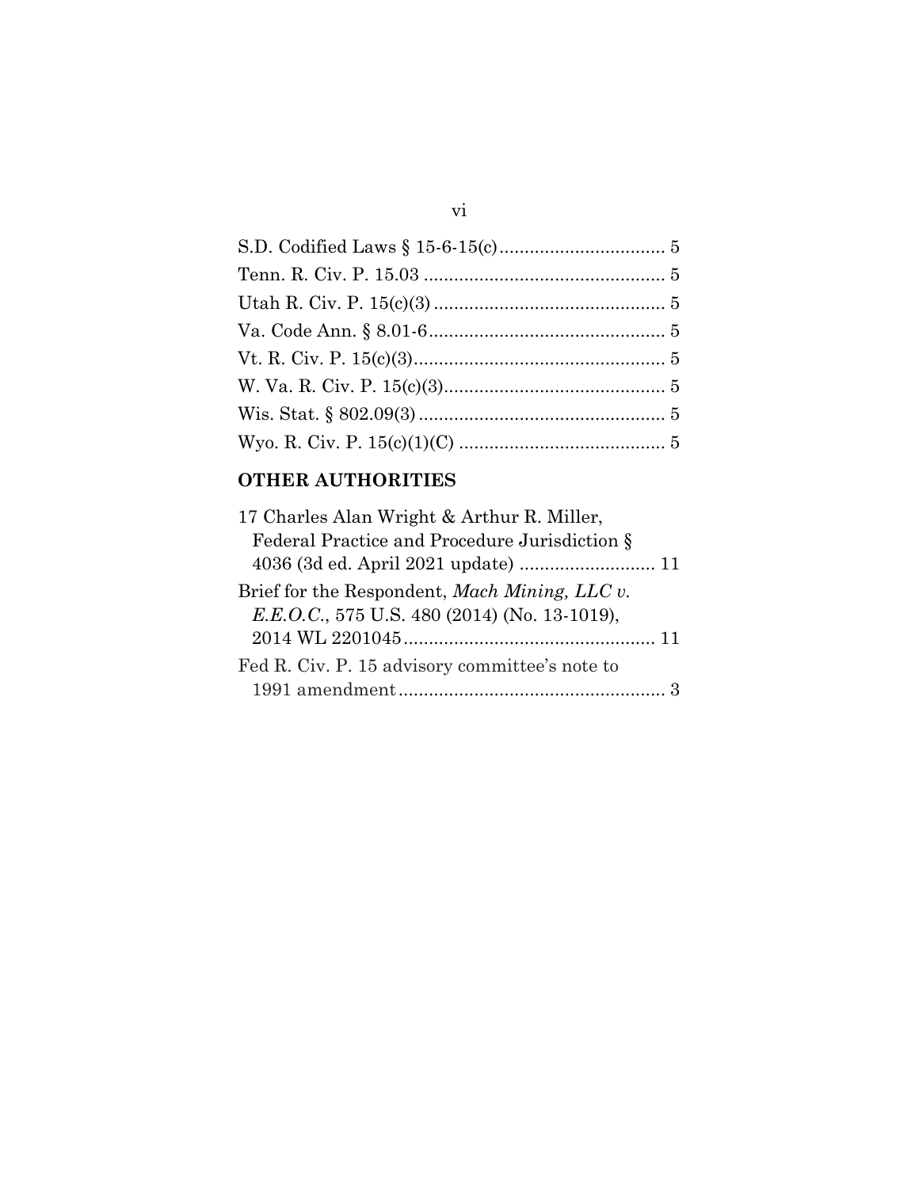S.D. Codified Laws § 15-6-15(c)................................ 5

Tenn. R. Civ. P. 15.03 ............................................... 5

Utah R. Civ. P. 15(c)(3)............................................. 5

Va. Code Ann. § 8.01-6.............................................. 5

Vt. R. Civ. P. 15(c)(3)................................................. 5

W. Va. R. Civ. P. 15(c)(3)........................................... 5

Wis. Stat. § 802.09(3)................................................ 5

Wyo. R. Civ. P. 15(c)(1)(C) ........................................ 5

## OTHER AUTHORITIES

17 Charles Alan Wright & Arthur R. Miller, Federal Practice and Procedure Jurisdiction § 4036 (3d ed. April 2021 update) .......................... 11

Brief for the Respondent, *Mach Mining, LLC v. E.E.O.C.*, 575 U.S. 480 (2014) (No. 13-1019), 2014 WL 2201045................................................. 11

Fed R. Civ. P. 15 advisory committee's note to 1991 amendment.................................................... 3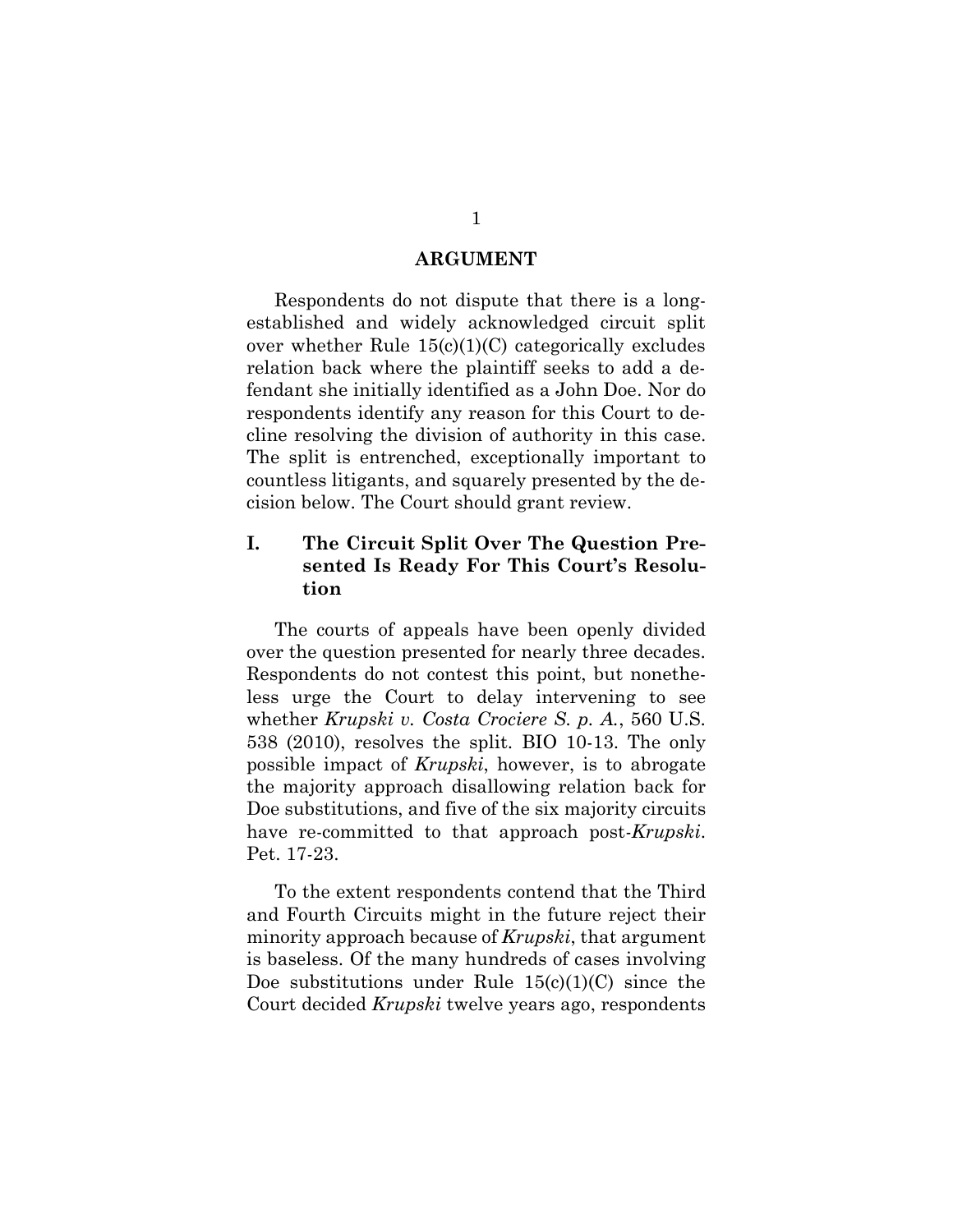## ARGUMENT

Respondents do not dispute that there is a long-established and widely acknowledged circuit split over whether Rule 15(c)(1)(C) categorically excludes relation back where the plaintiff seeks to add a defendant she initially identified as a John Doe. Nor do respondents identify any reason for this Court to decline resolving the division of authority in this case. The split is entrenched, exceptionally important to countless litigants, and squarely presented by the decision below. The Court should grant review.

### I. The Circuit Split Over The Question Presented Is Ready For This Court's Resolution

The courts of appeals have been openly divided over the question presented for nearly three decades. Respondents do not contest this point, but nonetheless urge the Court to delay intervening to see whether *Krupski v. Costa Crociere S. p. A.*, 560 U.S. 538 (2010), resolves the split. BIO 10-13. The only possible impact of *Krupski*, however, is to abrogate the majority approach disallowing relation back for Doe substitutions, and five of the six majority circuits have re-committed to that approach post-*Krupski*. Pet. 17-23.

To the extent respondents contend that the Third and Fourth Circuits might in the future reject their minority approach because of *Krupski*, that argument is baseless. Of the many hundreds of cases involving Doe substitutions under Rule 15(c)(1)(C) since the Court decided *Krupski* twelve years ago, respondents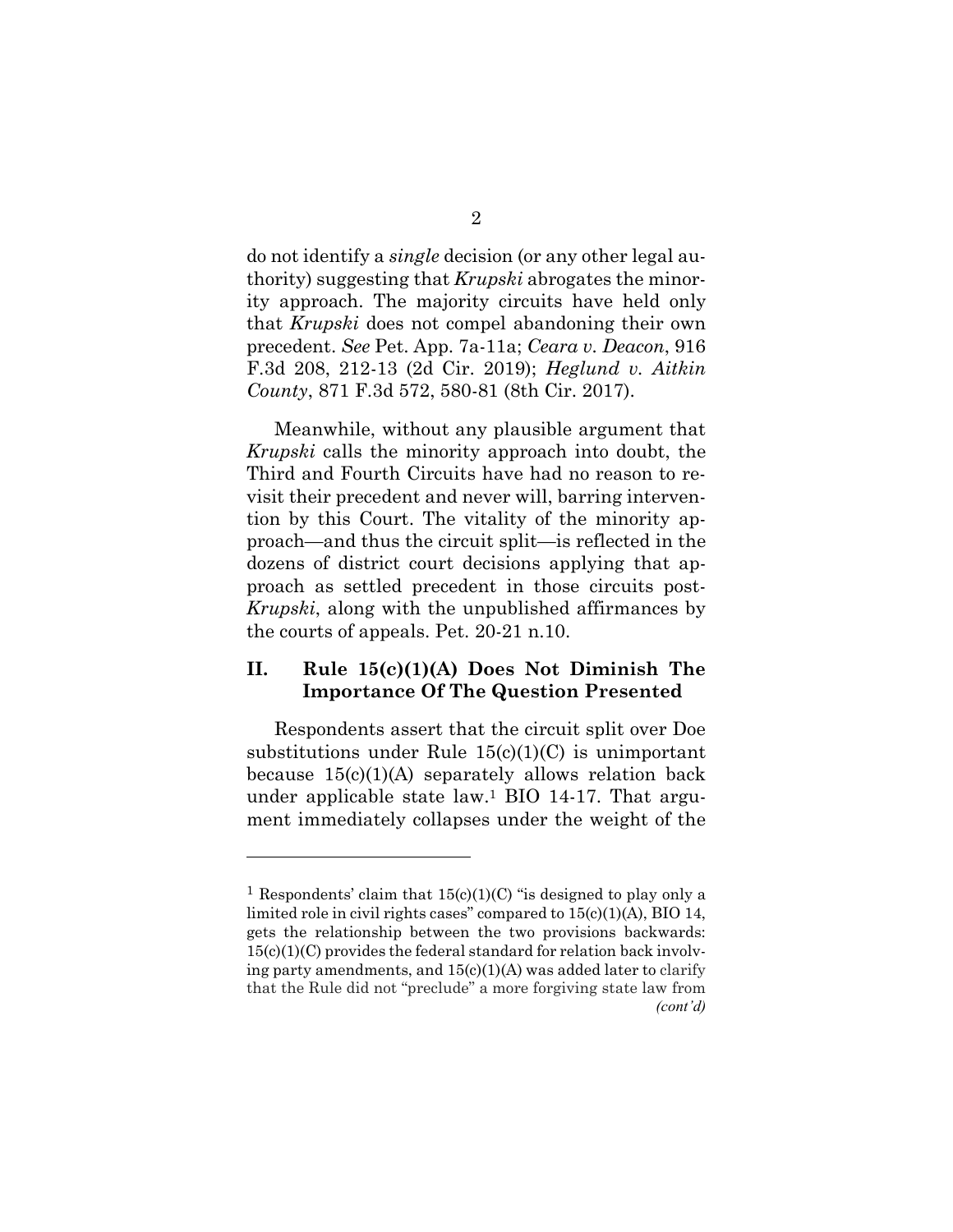do not identify a *single* decision (or any other legal authority) suggesting that *Krupski* abrogates the minority approach. The majority circuits have held only that *Krupski* does not compel abandoning their own precedent. *See* Pet. App. 7a-11a; *Ceara v. Deacon*, 916 F.3d 208, 212-13 (2d Cir. 2019); *Heglund v. Aitkin County*, 871 F.3d 572, 580-81 (8th Cir. 2017).

Meanwhile, without any plausible argument that *Krupski* calls the minority approach into doubt, the Third and Fourth Circuits have had no reason to revisit their precedent and never will, barring intervention by this Court. The vitality of the minority approach—and thus the circuit split—is reflected in the dozens of district court decisions applying that approach as settled precedent in those circuits post-*Krupski*, along with the unpublished affirmances by the courts of appeals. Pet. 20-21 n.10.

## II. Rule 15(c)(1)(A) Does Not Diminish The Importance Of The Question Presented

Respondents assert that the circuit split over Doe substitutions under Rule 15(c)(1)(C) is unimportant because 15(c)(1)(A) separately allows relation back under applicable state law.[1] BIO 14-17. That argument immediately collapses under the weight of the

---

[1] Respondents' claim that 15(c)(1)(C) "is designed to play only a limited role in civil rights cases" compared to 15(c)(1)(A), BIO 14, gets the relationship between the two provisions backwards: 15(c)(1)(C) provides the federal standard for relation back involving party amendments, and 15(c)(1)(A) was added later to clarify that the Rule did not "preclude" a more forgiving state law from *(cont'd)*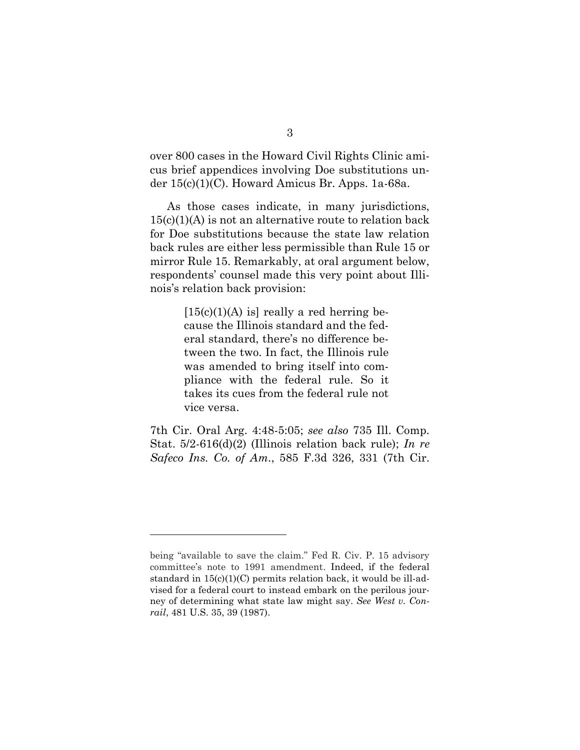over 800 cases in the Howard Civil Rights Clinic amicus brief appendices involving Doe substitutions under 15(c)(1)(C). Howard Amicus Br. Apps. 1a-68a.

As those cases indicate, in many jurisdictions, 15(c)(1)(A) is not an alternative route to relation back for Doe substitutions because the state law relation back rules are either less permissible than Rule 15 or mirror Rule 15. Remarkably, at oral argument below, respondents' counsel made this very point about Illinois's relation back provision:

> [15(c)(1)(A) is] really a red herring because the Illinois standard and the federal standard, there's no difference between the two. In fact, the Illinois rule was amended to bring itself into compliance with the federal rule. So it takes its cues from the federal rule not vice versa.

7th Cir. Oral Arg. 4:48-5:05; *see also* 735 Ill. Comp. Stat. 5/2-616(d)(2) (Illinois relation back rule); *In re Safeco Ins. Co. of Am.*, 585 F.3d 326, 331 (7th Cir.

---

being "available to save the claim." Fed R. Civ. P. 15 advisory committee's note to 1991 amendment. Indeed, if the federal standard in 15(c)(1)(C) permits relation back, it would be ill-advised for a federal court to instead embark on the perilous journey of determining what state law might say. *See West v. Conrail*, 481 U.S. 35, 39 (1987).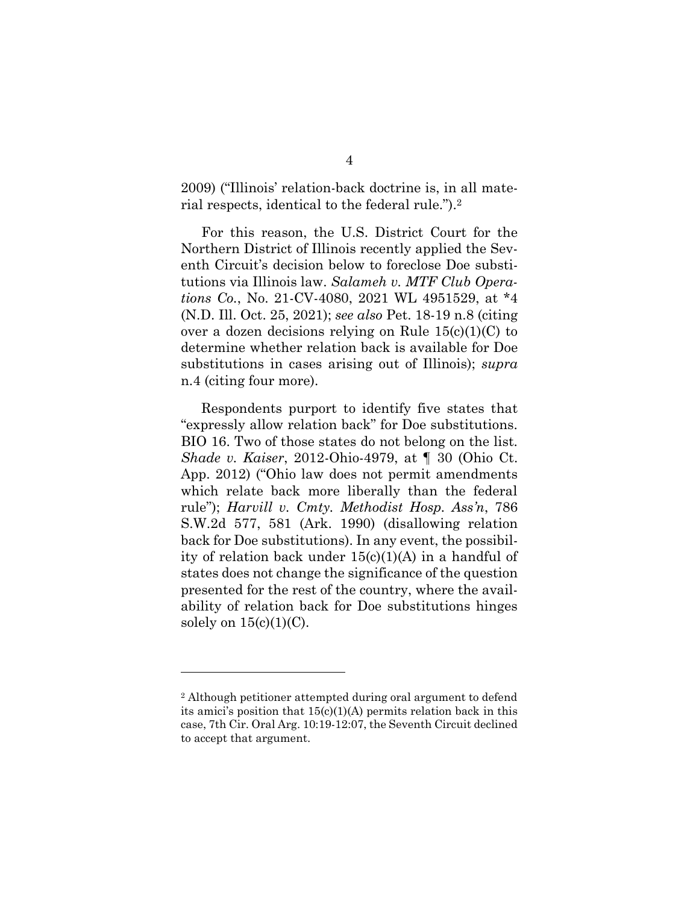2009) ("Illinois' relation-back doctrine is, in all material respects, identical to the federal rule.").[2]

For this reason, the U.S. District Court for the Northern District of Illinois recently applied the Seventh Circuit's decision below to foreclose Doe substitutions via Illinois law. *Salameh v. MTF Club Operations Co.*, No. 21-CV-4080, 2021 WL 4951529, at *4 (N.D. Ill. Oct. 25, 2021); *see also* Pet. 18-19 n.8 (citing over a dozen decisions relying on Rule 15(c)(1)(C) to determine whether relation back is available for Doe substitutions in cases arising out of Illinois); *supra* n.4 (citing four more).

Respondents purport to identify five states that "expressly allow relation back" for Doe substitutions. BIO 16. Two of those states do not belong on the list. *Shade v. Kaiser*, 2012-Ohio-4979, at ¶ 30 (Ohio Ct. App. 2012) ("Ohio law does not permit amendments which relate back more liberally than the federal rule"); *Harvill v. Cmty. Methodist Hosp. Ass'n*, 786 S.W.2d 577, 581 (Ark. 1990) (disallowing relation back for Doe substitutions). In any event, the possibility of relation back under 15(c)(1)(A) in a handful of states does not change the significance of the question presented for the rest of the country, where the availability of relation back for Doe substitutions hinges solely on 15(c)(1)(C).

---

[2] Although petitioner attempted during oral argument to defend its amici's position that 15(c)(1)(A) permits relation back in this case, 7th Cir. Oral Arg. 10:19-12:07, the Seventh Circuit declined to accept that argument.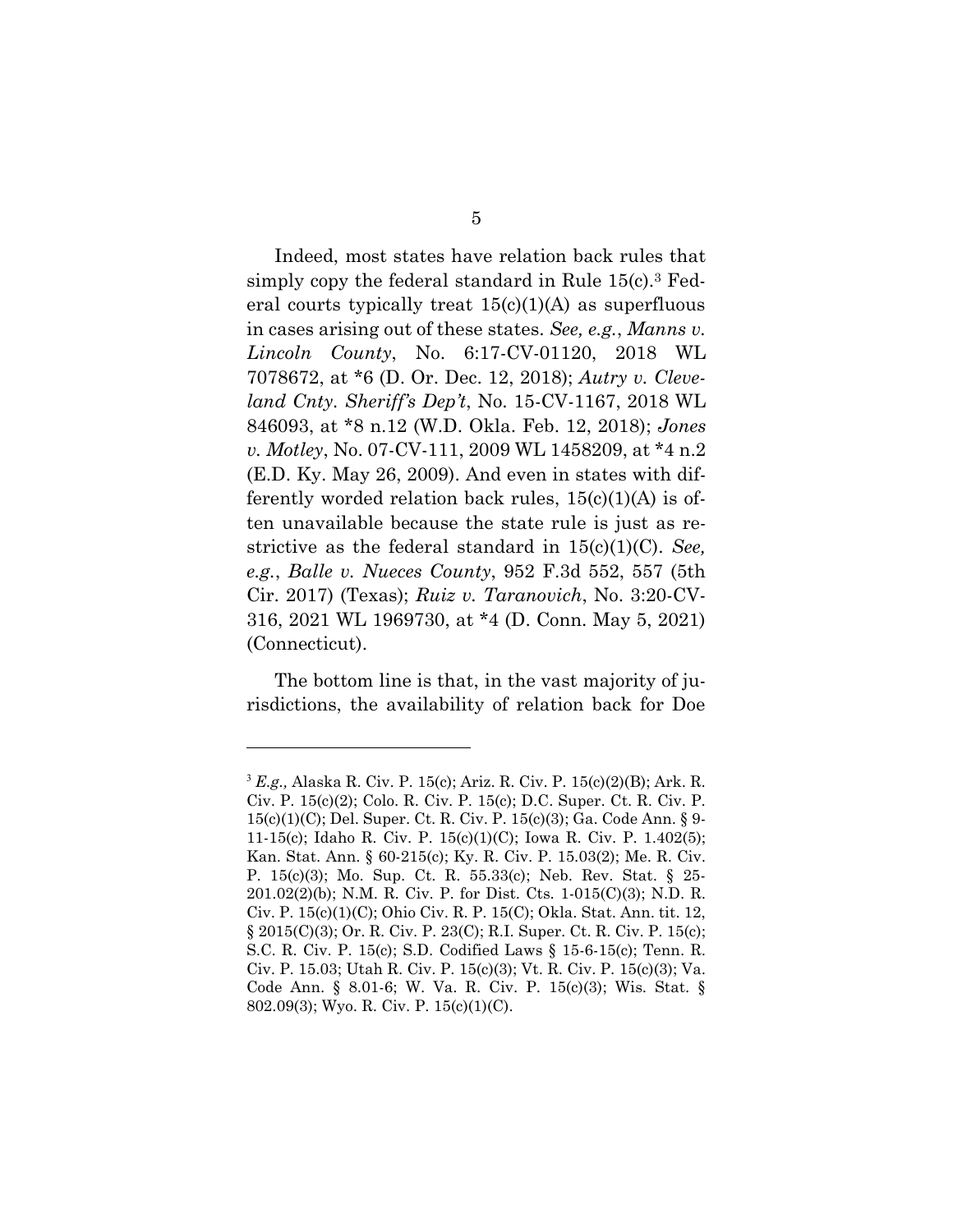Indeed, most states have relation back rules that simply copy the federal standard in Rule 15(c).[3] Federal courts typically treat 15(c)(1)(A) as superfluous in cases arising out of these states. *See, e.g.*, *Manns v. Lincoln County*, No. 6:17-CV-01120, 2018 WL 7078672, at *6 (D. Or. Dec. 12, 2018); *Autry v. Cleveland Cnty. Sheriff's Dep't*, No. 15-CV-1167, 2018 WL 846093, at *8 n.12 (W.D. Okla. Feb. 12, 2018); *Jones v. Motley*, No. 07-CV-111, 2009 WL 1458209, at *4 n.2 (E.D. Ky. May 26, 2009). And even in states with differently worded relation back rules, 15(c)(1)(A) is often unavailable because the state rule is just as restrictive as the federal standard in 15(c)(1)(C). *See, e.g.*, *Balle v. Nueces County*, 952 F.3d 552, 557 (5th Cir. 2017) (Texas); *Ruiz v. Taranovich*, No. 3:20-CV-316, 2021 WL 1969730, at *4 (D. Conn. May 5, 2021) (Connecticut).

The bottom line is that, in the vast majority of jurisdictions, the availability of relation back for Doe

---

[3] *E.g.,* Alaska R. Civ. P. 15(c); Ariz. R. Civ. P. 15(c)(2)(B); Ark. R. Civ. P. 15(c)(2); Colo. R. Civ. P. 15(c); D.C. Super. Ct. R. Civ. P. 15(c)(1)(C); Del. Super. Ct. R. Civ. P. 15(c)(3); Ga. Code Ann. § 9-11-15(c); Idaho R. Civ. P. 15(c)(1)(C); Iowa R. Civ. P. 1.402(5); Kan. Stat. Ann. § 60-215(c); Ky. R. Civ. P. 15.03(2); Me. R. Civ. P. 15(c)(3); Mo. Sup. Ct. R. 55.33(c); Neb. Rev. Stat. § 25-201.02(2)(b); N.M. R. Civ. P. for Dist. Cts. 1-015(C)(3); N.D. R. Civ. P. 15(c)(1)(C); Ohio Civ. R. P. 15(C); Okla. Stat. Ann. tit. 12, § 2015(C)(3); Or. R. Civ. P. 23(C); R.I. Super. Ct. R. Civ. P. 15(c); S.C. R. Civ. P. 15(c); S.D. Codified Laws § 15-6-15(c); Tenn. R. Civ. P. 15.03; Utah R. Civ. P. 15(c)(3); Vt. R. Civ. P. 15(c)(3); Va. Code Ann. § 8.01-6; W. Va. R. Civ. P. 15(c)(3); Wis. Stat. § 802.09(3); Wyo. R. Civ. P. 15(c)(1)(C).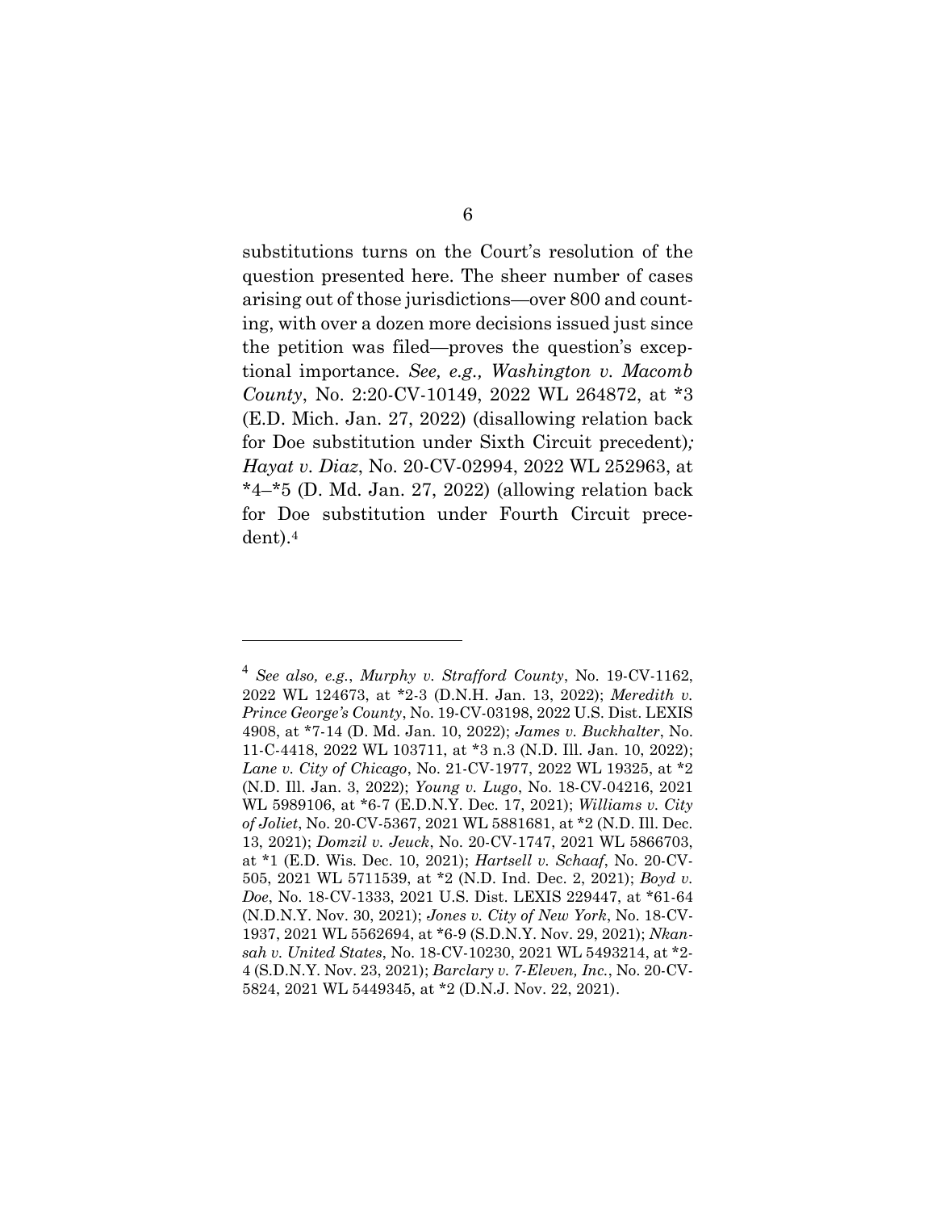substitutions turns on the Court's resolution of the question presented here. The sheer number of cases arising out of those jurisdictions—over 800 and counting, with over a dozen more decisions issued just since the petition was filed—proves the question's exceptional importance. *See, e.g., Washington v. Macomb County*, No. 2:20-CV-10149, 2022 WL 264872, at *3 (E.D. Mich. Jan. 27, 2022) (disallowing relation back for Doe substitution under Sixth Circuit precedent)*;* *Hayat v. Diaz*, No. 20-CV-02994, 2022 WL 252963, at *4–*5 (D. Md. Jan. 27, 2022) (allowing relation back for Doe substitution under Fourth Circuit precedent).[4]

---

[4] *See also, e.g.*, *Murphy v. Strafford County*, No. 19-CV-1162, 2022 WL 124673, at *2-3 (D.N.H. Jan. 13, 2022); *Meredith v. Prince George's County*, No. 19-CV-03198, 2022 U.S. Dist. LEXIS 4908, at *7-14 (D. Md. Jan. 10, 2022); *James v. Buckhalter*, No. 11-C-4418, 2022 WL 103711, at *3 n.3 (N.D. Ill. Jan. 10, 2022); *Lane v. City of Chicago*, No. 21-CV-1977, 2022 WL 19325, at *2 (N.D. Ill. Jan. 3, 2022); *Young v. Lugo*, No. 18-CV-04216, 2021 WL 5989106, at *6-7 (E.D.N.Y. Dec. 17, 2021); *Williams v. City of Joliet*, No. 20-CV-5367, 2021 WL 5881681, at *2 (N.D. Ill. Dec. 13, 2021); *Domzil v. Jeuck*, No. 20-CV-1747, 2021 WL 5866703, at *1 (E.D. Wis. Dec. 10, 2021); *Hartsell v. Schaaf*, No. 20-CV-505, 2021 WL 5711539, at *2 (N.D. Ind. Dec. 2, 2021); *Boyd v. Doe*, No. 18-CV-1333, 2021 U.S. Dist. LEXIS 229447, at *61-64 (N.D.N.Y. Nov. 30, 2021); *Jones v. City of New York*, No. 18-CV-1937, 2021 WL 5562694, at *6-9 (S.D.N.Y. Nov. 29, 2021); *Nkansah v. United States*, No. 18-CV-10230, 2021 WL 5493214, at *2-4 (S.D.N.Y. Nov. 23, 2021); *Barclary v. 7-Eleven, Inc.*, No. 20-CV-5824, 2021 WL 5449345, at *2 (D.N.J. Nov. 22, 2021).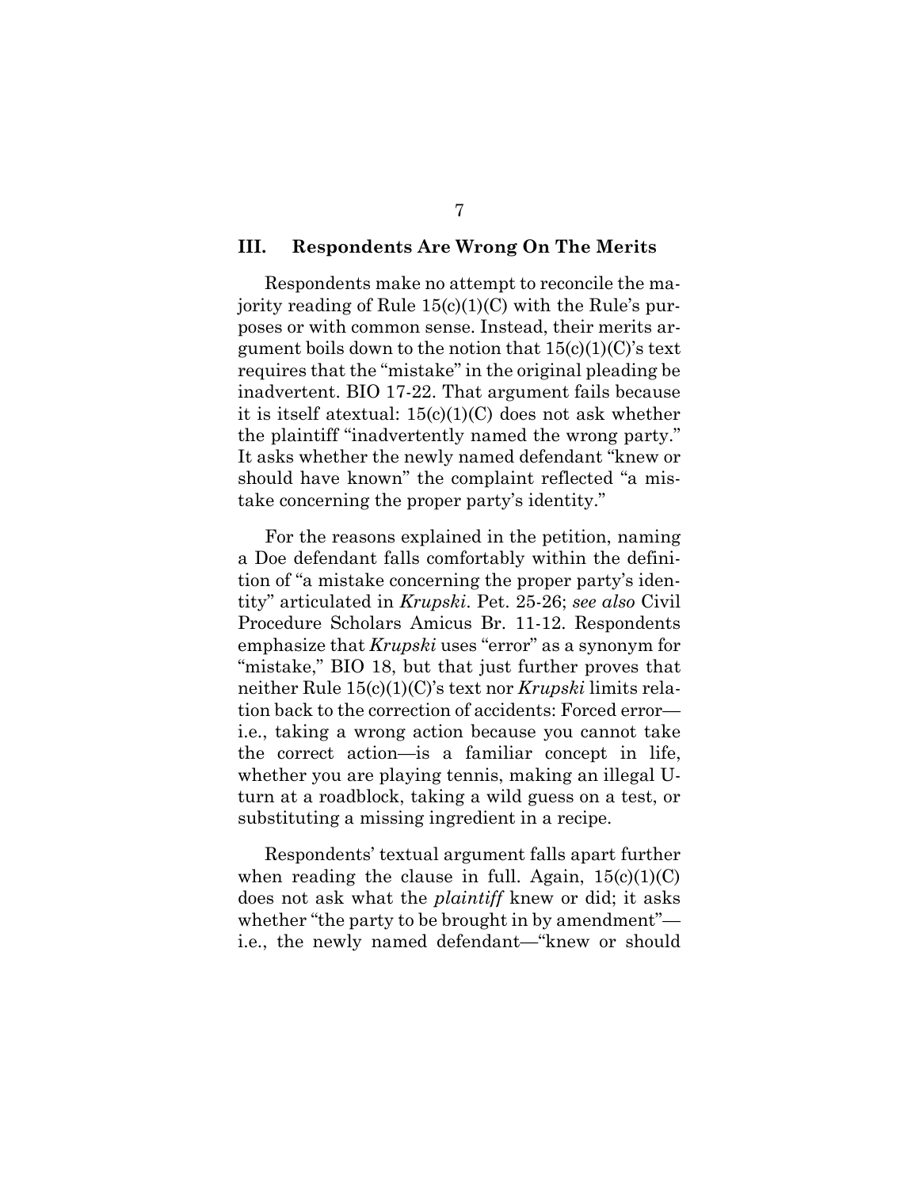## III. Respondents Are Wrong On The Merits

Respondents make no attempt to reconcile the majority reading of Rule 15(c)(1)(C) with the Rule's purposes or with common sense. Instead, their merits argument boils down to the notion that 15(c)(1)(C)'s text requires that the "mistake" in the original pleading be inadvertent. BIO 17-22. That argument fails because it is itself atextual: 15(c)(1)(C) does not ask whether the plaintiff "inadvertently named the wrong party." It asks whether the newly named defendant "knew or should have known" the complaint reflected "a mistake concerning the proper party's identity."

For the reasons explained in the petition, naming a Doe defendant falls comfortably within the definition of "a mistake concerning the proper party's identity" articulated in *Krupski*. Pet. 25-26; *see also* Civil Procedure Scholars Amicus Br. 11-12. Respondents emphasize that *Krupski* uses "error" as a synonym for "mistake," BIO 18, but that just further proves that neither Rule 15(c)(1)(C)'s text nor *Krupski* limits relation back to the correction of accidents: Forced error—i.e., taking a wrong action because you cannot take the correct action—is a familiar concept in life, whether you are playing tennis, making an illegal U-turn at a roadblock, taking a wild guess on a test, or substituting a missing ingredient in a recipe.

Respondents' textual argument falls apart further when reading the clause in full. Again, 15(c)(1)(C) does not ask what the *plaintiff* knew or did; it asks whether "the party to be brought in by amendment"—i.e., the newly named defendant—"knew or should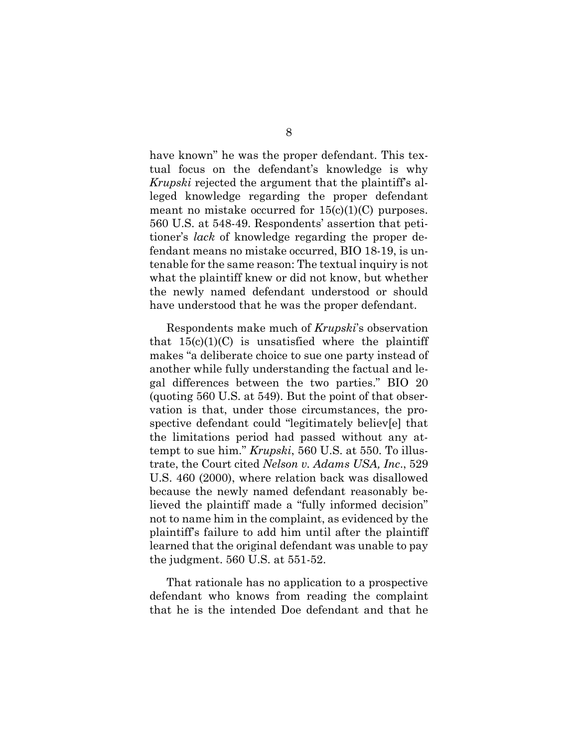have known" he was the proper defendant. This textual focus on the defendant's knowledge is why *Krupski* rejected the argument that the plaintiff's alleged knowledge regarding the proper defendant meant no mistake occurred for 15(c)(1)(C) purposes. 560 U.S. at 548-49. Respondents' assertion that petitioner's *lack* of knowledge regarding the proper defendant means no mistake occurred, BIO 18-19, is untenable for the same reason: The textual inquiry is not what the plaintiff knew or did not know, but whether the newly named defendant understood or should have understood that he was the proper defendant.

Respondents make much of *Krupski*'s observation that 15(c)(1)(C) is unsatisfied where the plaintiff makes "a deliberate choice to sue one party instead of another while fully understanding the factual and legal differences between the two parties." BIO 20 (quoting 560 U.S. at 549). But the point of that observation is that, under those circumstances, the prospective defendant could "legitimately believ[e] that the limitations period had passed without any attempt to sue him." *Krupski*, 560 U.S. at 550. To illustrate, the Court cited *Nelson v. Adams USA, Inc*., 529 U.S. 460 (2000), where relation back was disallowed because the newly named defendant reasonably believed the plaintiff made a "fully informed decision" not to name him in the complaint, as evidenced by the plaintiff's failure to add him until after the plaintiff learned that the original defendant was unable to pay the judgment. 560 U.S. at 551-52.

That rationale has no application to a prospective defendant who knows from reading the complaint that he is the intended Doe defendant and that he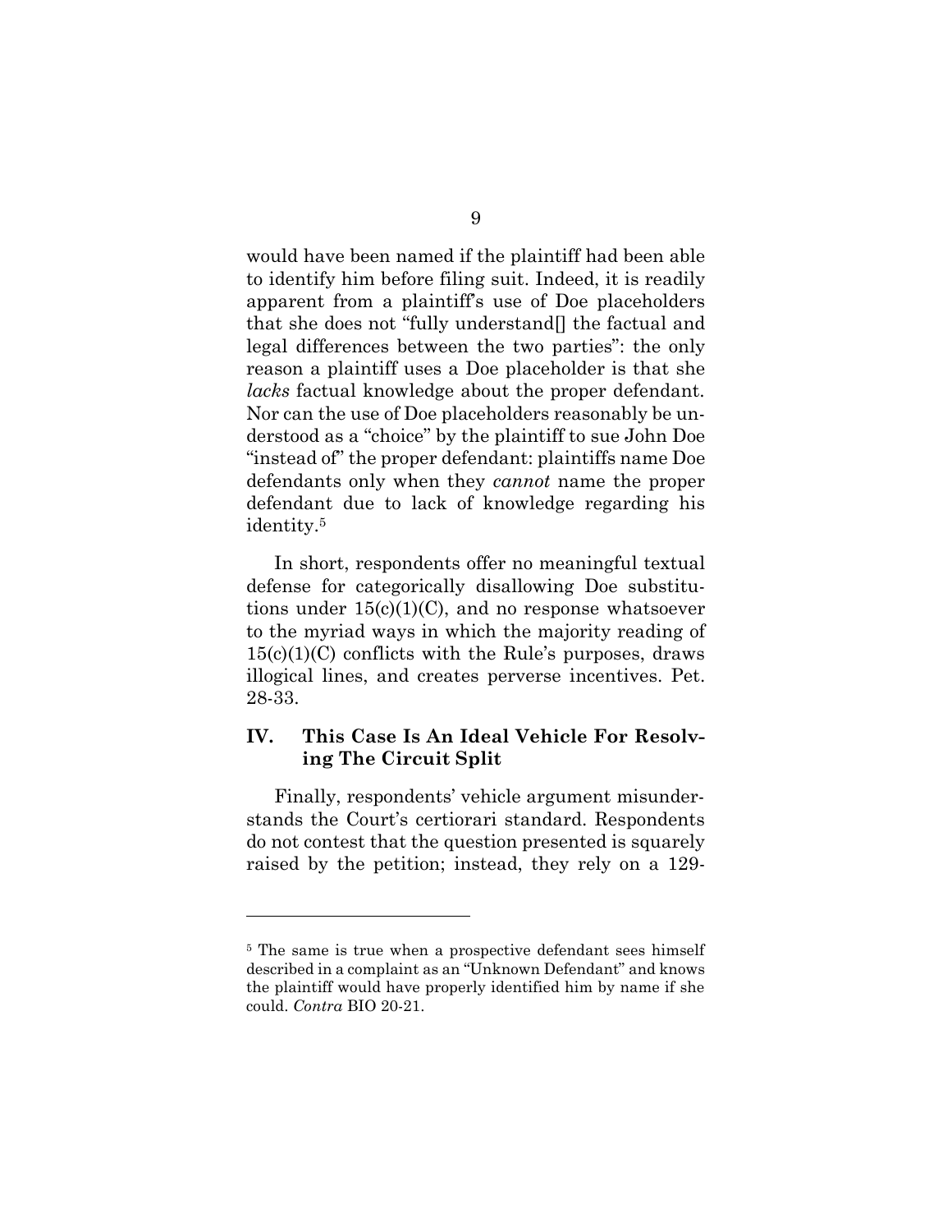would have been named if the plaintiff had been able to identify him before filing suit. Indeed, it is readily apparent from a plaintiff's use of Doe placeholders that she does not "fully understand[] the factual and legal differences between the two parties": the only reason a plaintiff uses a Doe placeholder is that she *lacks* factual knowledge about the proper defendant. Nor can the use of Doe placeholders reasonably be understood as a "choice" by the plaintiff to sue John Doe "instead of" the proper defendant: plaintiffs name Doe defendants only when they *cannot* name the proper defendant due to lack of knowledge regarding his identity.[5]

In short, respondents offer no meaningful textual defense for categorically disallowing Doe substitutions under 15(c)(1)(C), and no response whatsoever to the myriad ways in which the majority reading of 15(c)(1)(C) conflicts with the Rule's purposes, draws illogical lines, and creates perverse incentives. Pet. 28-33.

## IV. This Case Is An Ideal Vehicle For Resolving The Circuit Split

Finally, respondents' vehicle argument misunderstands the Court's certiorari standard. Respondents do not contest that the question presented is squarely raised by the petition; instead, they rely on a 129-

---

[5] The same is true when a prospective defendant sees himself described in a complaint as an "Unknown Defendant" and knows the plaintiff would have properly identified him by name if she could. *Contra* BIO 20-21.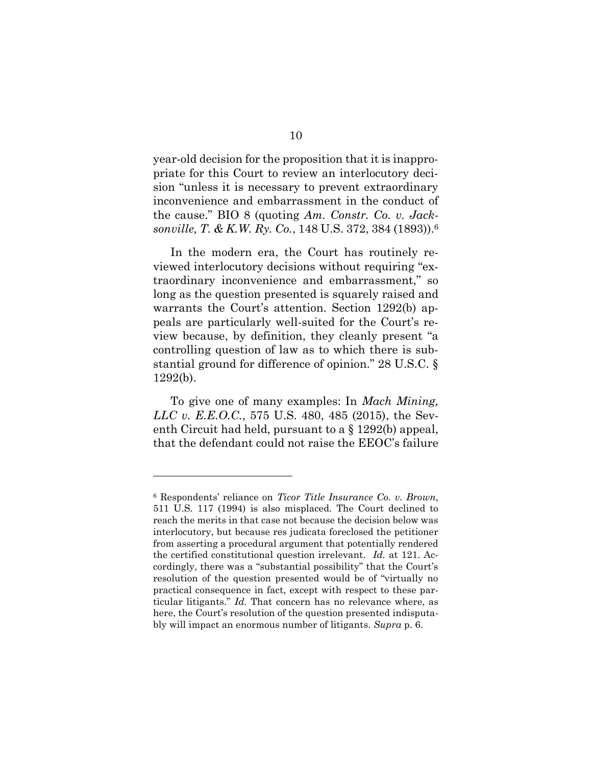year-old decision for the proposition that it is inappropriate for this Court to review an interlocutory decision "unless it is necessary to prevent extraordinary inconvenience and embarrassment in the conduct of the cause." BIO 8 (quoting *Am. Constr. Co. v. Jacksonville, T. & K.W. Ry. Co.*, 148 U.S. 372, 384 (1893)).[6]

In the modern era, the Court has routinely reviewed interlocutory decisions without requiring "extraordinary inconvenience and embarrassment," so long as the question presented is squarely raised and warrants the Court's attention. Section 1292(b) appeals are particularly well-suited for the Court's review because, by definition, they cleanly present "a controlling question of law as to which there is substantial ground for difference of opinion." 28 U.S.C. § 1292(b).

To give one of many examples: In *Mach Mining, LLC v. E.E.O.C.*, 575 U.S. 480, 485 (2015), the Seventh Circuit had held, pursuant to a § 1292(b) appeal, that the defendant could not raise the EEOC's failure

---

[6] Respondents' reliance on *Ticor Title Insurance Co. v. Brown*, 511 U.S. 117 (1994) is also misplaced. The Court declined to reach the merits in that case not because the decision below was interlocutory, but because res judicata foreclosed the petitioner from asserting a procedural argument that potentially rendered the certified constitutional question irrelevant. *Id.* at 121. Accordingly, there was a "substantial possibility" that the Court's resolution of the question presented would be of "virtually no practical consequence in fact, except with respect to these particular litigants." *Id.* That concern has no relevance where, as here, the Court's resolution of the question presented indisputably will impact an enormous number of litigants. *Supra* p. 6.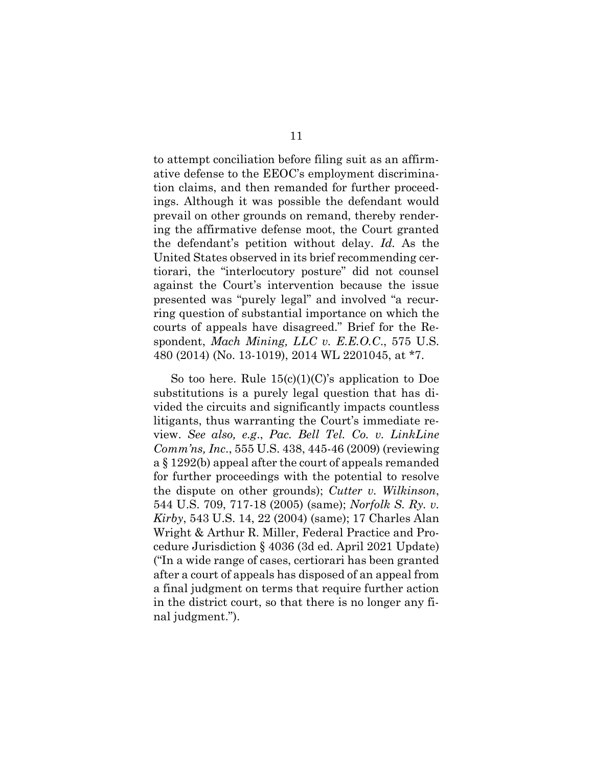to attempt conciliation before filing suit as an affirmative defense to the EEOC's employment discrimination claims, and then remanded for further proceedings. Although it was possible the defendant would prevail on other grounds on remand, thereby rendering the affirmative defense moot, the Court granted the defendant's petition without delay. *Id.* As the United States observed in its brief recommending certiorari, the "interlocutory posture" did not counsel against the Court's intervention because the issue presented was "purely legal" and involved "a recurring question of substantial importance on which the courts of appeals have disagreed." Brief for the Respondent, *Mach Mining, LLC v. E.E.O.C.*, 575 U.S. 480 (2014) (No. 13-1019), 2014 WL 2201045, at *7.

So too here. Rule 15(c)(1)(C)'s application to Doe substitutions is a purely legal question that has divided the circuits and significantly impacts countless litigants, thus warranting the Court's immediate review. *See also, e.g.*, *Pac. Bell Tel. Co. v. LinkLine Comm'ns, Inc.*, 555 U.S. 438, 445-46 (2009) (reviewing a § 1292(b) appeal after the court of appeals remanded for further proceedings with the potential to resolve the dispute on other grounds); *Cutter v. Wilkinson*, 544 U.S. 709, 717-18 (2005) (same); *Norfolk S. Ry. v. Kirby*, 543 U.S. 14, 22 (2004) (same); 17 Charles Alan Wright & Arthur R. Miller, Federal Practice and Procedure Jurisdiction § 4036 (3d ed. April 2021 Update) ("In a wide range of cases, certiorari has been granted after a court of appeals has disposed of an appeal from a final judgment on terms that require further action in the district court, so that there is no longer any final judgment.").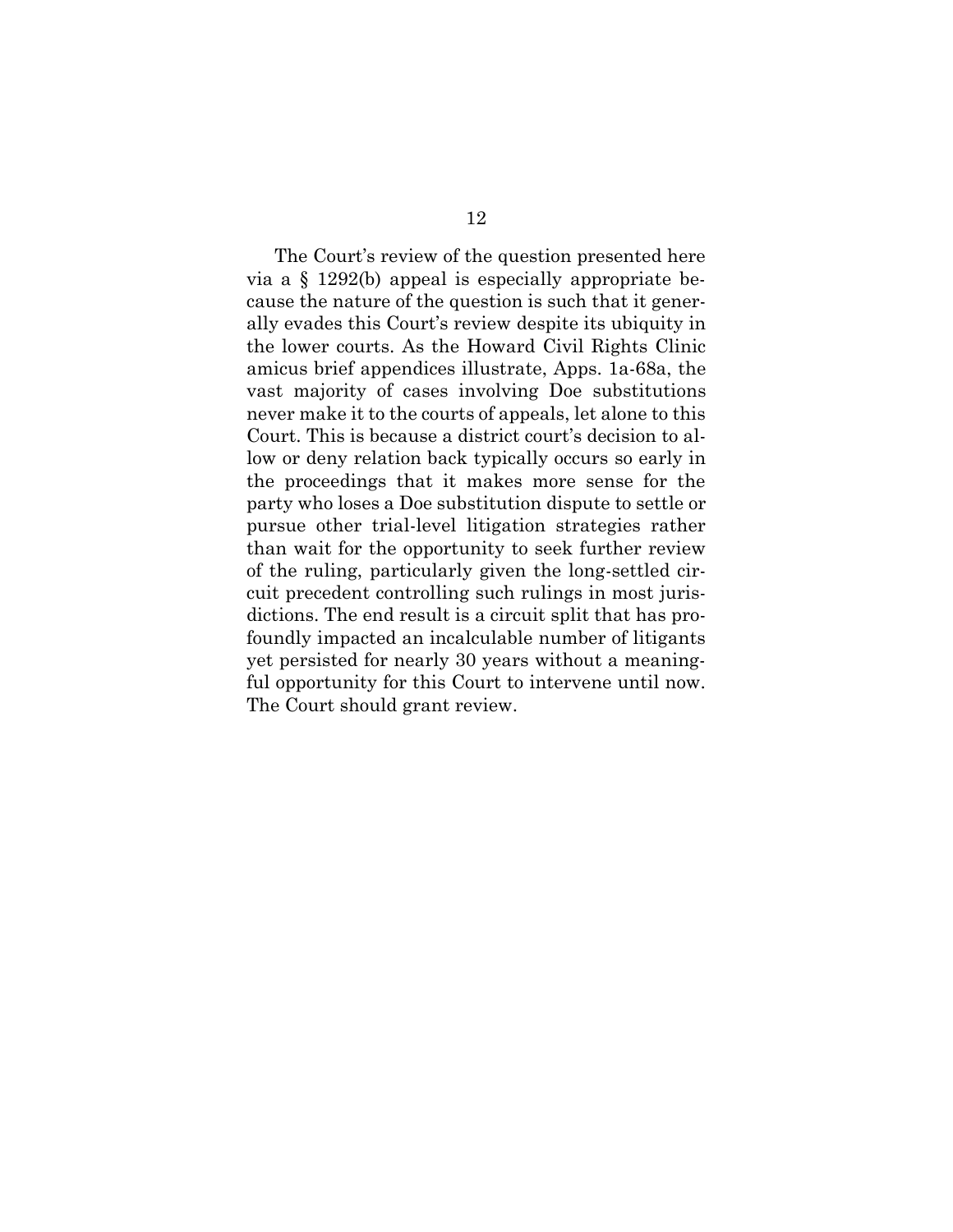The Court's review of the question presented here via a § 1292(b) appeal is especially appropriate because the nature of the question is such that it generally evades this Court's review despite its ubiquity in the lower courts. As the Howard Civil Rights Clinic amicus brief appendices illustrate, Apps. 1a-68a, the vast majority of cases involving Doe substitutions never make it to the courts of appeals, let alone to this Court. This is because a district court's decision to allow or deny relation back typically occurs so early in the proceedings that it makes more sense for the party who loses a Doe substitution dispute to settle or pursue other trial-level litigation strategies rather than wait for the opportunity to seek further review of the ruling, particularly given the long-settled circuit precedent controlling such rulings in most jurisdictions. The end result is a circuit split that has profoundly impacted an incalculable number of litigants yet persisted for nearly 30 years without a meaningful opportunity for this Court to intervene until now. The Court should grant review.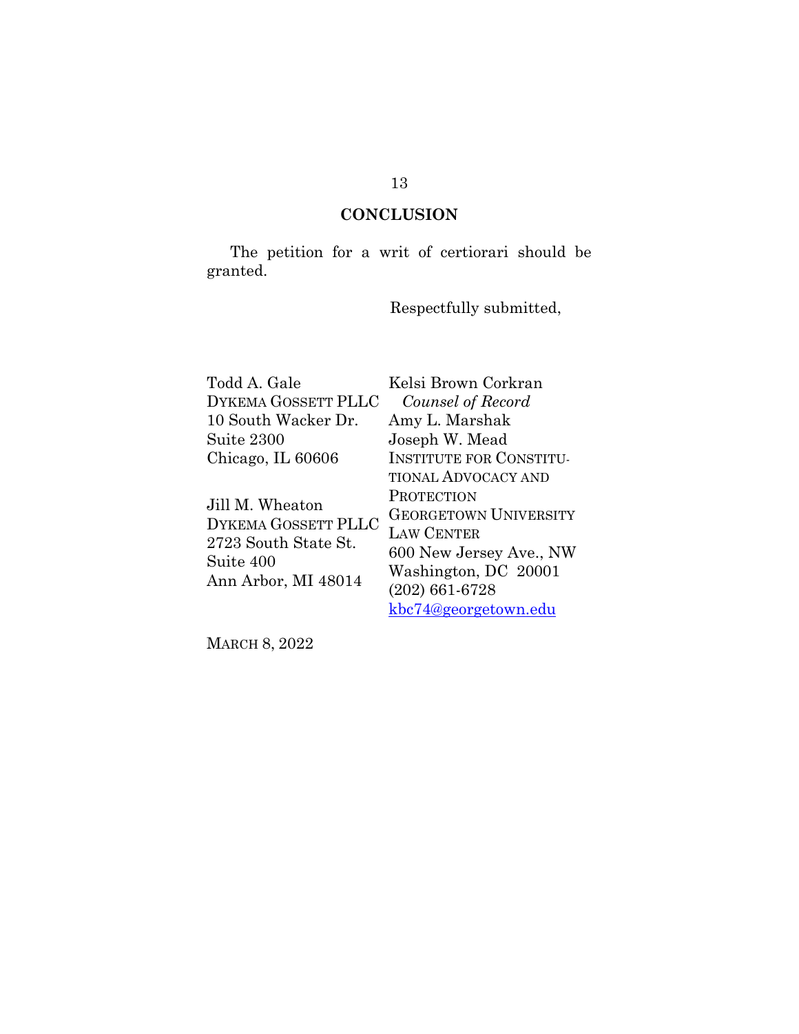## CONCLUSION

The petition for a writ of certiorari should be granted.

Respectfully submitted,

Kelsi Brown Corkran
*Counsel of Record*
Amy L. Marshak
Joseph W. Mead
INSTITUTE FOR CONSTITUTIONAL ADVOCACY AND PROTECTION
GEORGETOWN UNIVERSITY LAW CENTER
600 New Jersey Ave., NW
Washington, DC 20001
(202) 661-6728
kbc74@georgetown.edu

Todd A. Gale
DYKEMA GOSSETT PLLC
10 South Wacker Dr.
Suite 2300
Chicago, IL 60606

Jill M. Wheaton
DYKEMA GOSSETT PLLC
2723 South State St.
Suite 400
Ann Arbor, MI 48014

MARCH 8, 2022